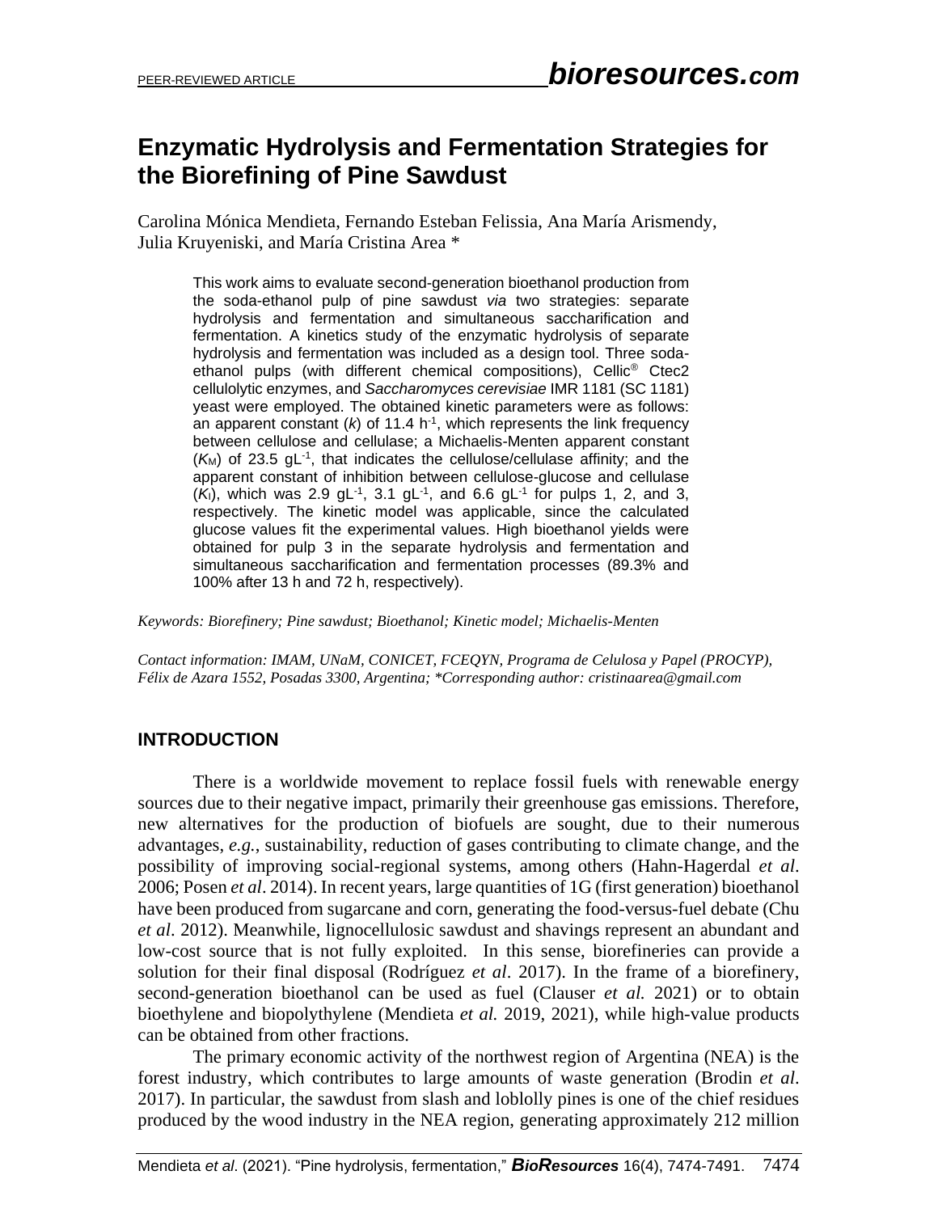# Enzymatic Hydrolysis and Fermentation Strategies for the Biorefining of Pine Sawdust

Carolina Mónica Mendieta, Fernando Esteban Felissia, Ana María Arismendy, Julia Kruyeniski, and María Cristina Area *

This work aims to evaluate second-generation bioethanol production from the soda-ethanol pulp of pine sawdust *via* two strategies: separate hydrolysis and fermentation and simultaneous saccharification and fermentation. A kinetics study of the enzymatic hydrolysis of separate hydrolysis and fermentation was included as a design tool. Three soda-ethanol pulps (with different chemical compositions), Cellic® Ctec2 cellulolytic enzymes, and *Saccharomyces cerevisiae* IMR 1181 (SC 1181) yeast were employed. The obtained kinetic parameters were as follows: an apparent constant ($k$) of 11.4 $h^{-1}$, which represents the link frequency between cellulose and cellulase; a Michaelis-Menten apparent constant ($K_M$) of 23.5 $gL^{-1}$, that indicates the cellulose/cellulase affinity; and the apparent constant of inhibition between cellulose-glucose and cellulase ($K_I$), which was 2.9 $gL^{-1}$, 3.1 $gL^{-1}$, and 6.6 $gL^{-1}$ for pulps 1, 2, and 3, respectively. The kinetic model was applicable, since the calculated glucose values fit the experimental values. High bioethanol yields were obtained for pulp 3 in the separate hydrolysis and fermentation and simultaneous saccharification and fermentation processes (89.3% and 100% after 13 h and 72 h, respectively).

*Keywords: Biorefinery; Pine sawdust; Bioethanol; Kinetic model; Michaelis-Menten*

*Contact information: IMAM, UNaM, CONICET, FCEQYN, Programa de Celulosa y Papel (PROCYP), Félix de Azara 1552, Posadas 3300, Argentina; \*Corresponding author: cristinaarea@gmail.com*

## INTRODUCTION

There is a worldwide movement to replace fossil fuels with renewable energy sources due to their negative impact, primarily their greenhouse gas emissions. Therefore, new alternatives for the production of biofuels are sought, due to their numerous advantages, *e.g.*, sustainability, reduction of gases contributing to climate change, and the possibility of improving social-regional systems, among others (Hahn-Hagerdal *et al*. 2006; Posen *et al*. 2014). In recent years, large quantities of 1G (first generation) bioethanol have been produced from sugarcane and corn, generating the food-versus-fuel debate (Chu *et al*. 2012). Meanwhile, lignocellulosic sawdust and shavings represent an abundant and low-cost source that is not fully exploited. In this sense, biorefineries can provide a solution for their final disposal (Rodríguez *et al*. 2017). In the frame of a biorefinery, second-generation bioethanol can be used as fuel (Clauser *et al.* 2021) or to obtain bioethylene and biopolythylene (Mendieta *et al.* 2019, 2021), while high-value products can be obtained from other fractions.

The primary economic activity of the northwest region of Argentina (NEA) is the forest industry, which contributes to large amounts of waste generation (Brodin *et al*. 2017). In particular, the sawdust from slash and loblolly pines is one of the chief residues produced by the wood industry in the NEA region, generating approximately 212 million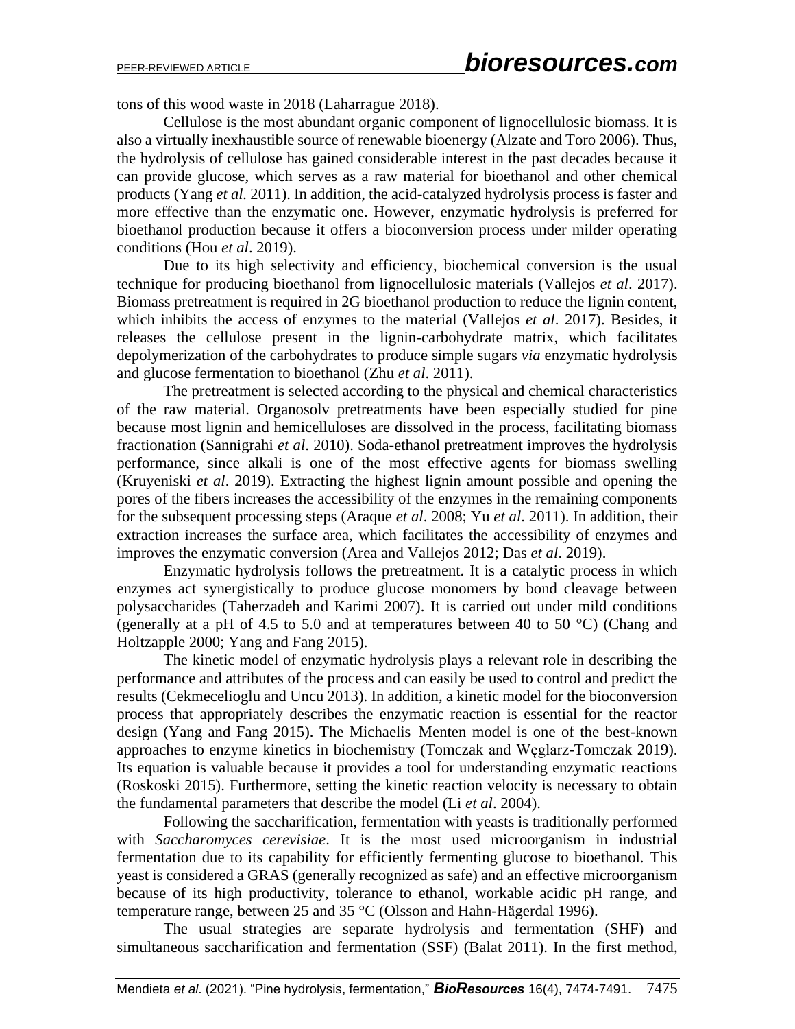tons of this wood waste in 2018 (Laharrague 2018).

Cellulose is the most abundant organic component of lignocellulosic biomass. It is also a virtually inexhaustible source of renewable bioenergy (Alzate and Toro 2006). Thus, the hydrolysis of cellulose has gained considerable interest in the past decades because it can provide glucose, which serves as a raw material for bioethanol and other chemical products (Yang *et al.* 2011). In addition, the acid-catalyzed hydrolysis process is faster and more effective than the enzymatic one. However, enzymatic hydrolysis is preferred for bioethanol production because it offers a bioconversion process under milder operating conditions (Hou *et al*. 2019).

Due to its high selectivity and efficiency, biochemical conversion is the usual technique for producing bioethanol from lignocellulosic materials (Vallejos *et al*. 2017). Biomass pretreatment is required in 2G bioethanol production to reduce the lignin content, which inhibits the access of enzymes to the material (Vallejos *et al*. 2017). Besides, it releases the cellulose present in the lignin-carbohydrate matrix, which facilitates depolymerization of the carbohydrates to produce simple sugars *via* enzymatic hydrolysis and glucose fermentation to bioethanol (Zhu *et al*. 2011).

The pretreatment is selected according to the physical and chemical characteristics of the raw material. Organosolv pretreatments have been especially studied for pine because most lignin and hemicelluloses are dissolved in the process, facilitating biomass fractionation (Sannigrahi *et al.* 2010). Soda-ethanol pretreatment improves the hydrolysis performance, since alkali is one of the most effective agents for biomass swelling (Kruyeniski *et al*. 2019). Extracting the highest lignin amount possible and opening the pores of the fibers increases the accessibility of the enzymes in the remaining components for the subsequent processing steps (Araque *et al*. 2008; Yu *et al*. 2011). In addition, their extraction increases the surface area, which facilitates the accessibility of enzymes and improves the enzymatic conversion (Area and Vallejos 2012; Das *et al*. 2019).

Enzymatic hydrolysis follows the pretreatment. It is a catalytic process in which enzymes act synergistically to produce glucose monomers by bond cleavage between polysaccharides (Taherzadeh and Karimi 2007). It is carried out under mild conditions (generally at a pH of 4.5 to 5.0 and at temperatures between 40 to 50 °C) (Chang and Holtzapple 2000; Yang and Fang 2015).

The kinetic model of enzymatic hydrolysis plays a relevant role in describing the performance and attributes of the process and can easily be used to control and predict the results (Cekmecelioglu and Uncu 2013). In addition, a kinetic model for the bioconversion process that appropriately describes the enzymatic reaction is essential for the reactor design (Yang and Fang 2015). The Michaelis–Menten model is one of the best-known approaches to enzyme kinetics in biochemistry (Tomczak and Węglarz-Tomczak 2019). Its equation is valuable because it provides a tool for understanding enzymatic reactions (Roskoski 2015). Furthermore, setting the kinetic reaction velocity is necessary to obtain the fundamental parameters that describe the model (Li *et al*. 2004).

Following the saccharification, fermentation with yeasts is traditionally performed with *Saccharomyces cerevisiae*. It is the most used microorganism in industrial fermentation due to its capability for efficiently fermenting glucose to bioethanol. This yeast is considered a GRAS (generally recognized as safe) and an effective microorganism because of its high productivity, tolerance to ethanol, workable acidic pH range, and temperature range, between 25 and 35 °C (Olsson and Hahn-Hägerdal 1996).

The usual strategies are separate hydrolysis and fermentation (SHF) and simultaneous saccharification and fermentation (SSF) (Balat 2011). In the first method,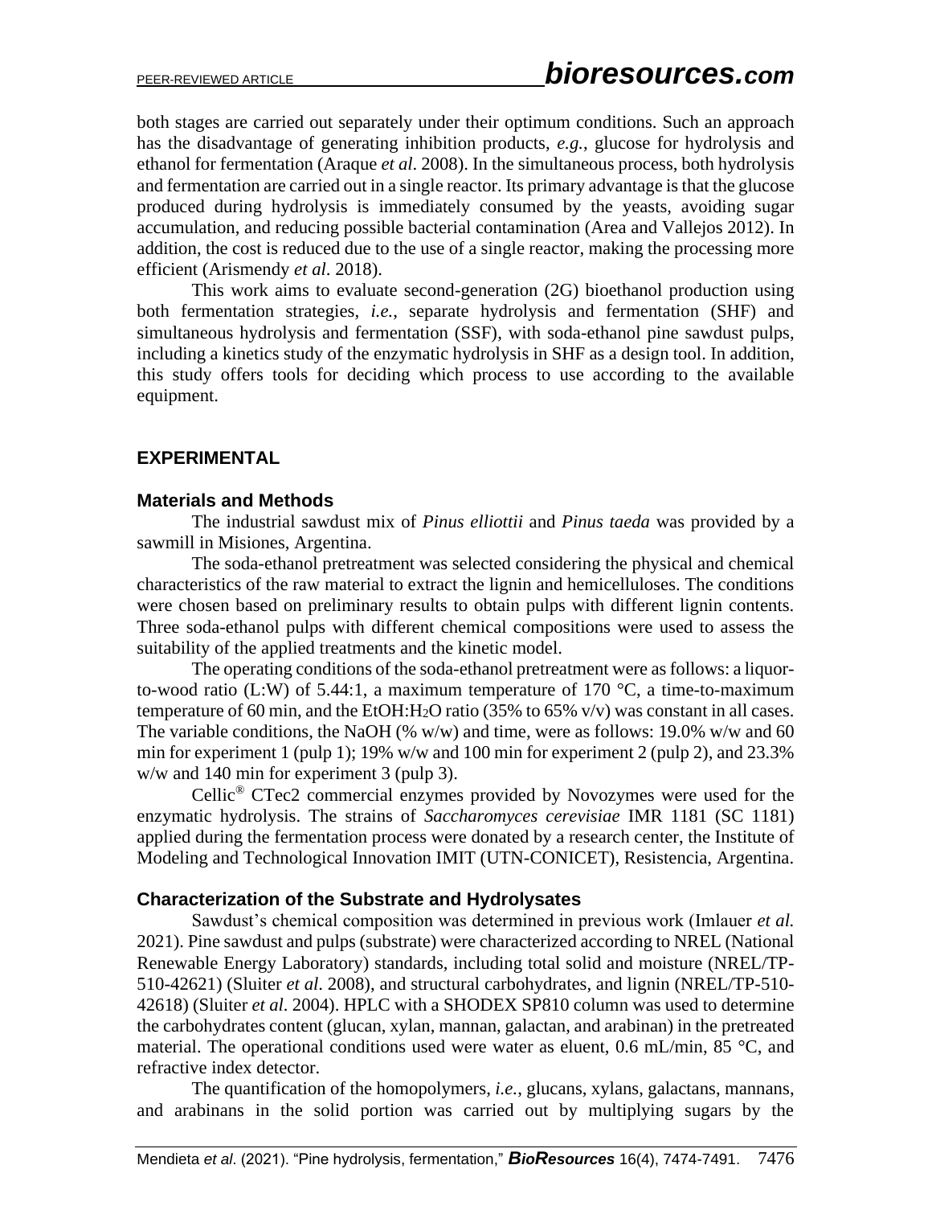both stages are carried out separately under their optimum conditions. Such an approach has the disadvantage of generating inhibition products, *e.g.*, glucose for hydrolysis and ethanol for fermentation (Araque *et al*. 2008). In the simultaneous process, both hydrolysis and fermentation are carried out in a single reactor. Its primary advantage is that the glucose produced during hydrolysis is immediately consumed by the yeasts, avoiding sugar accumulation, and reducing possible bacterial contamination (Area and Vallejos 2012). In addition, the cost is reduced due to the use of a single reactor, making the processing more efficient (Arismendy *et al*. 2018).

This work aims to evaluate second-generation (2G) bioethanol production using both fermentation strategies, *i.e.*, separate hydrolysis and fermentation (SHF) and simultaneous hydrolysis and fermentation (SSF), with soda-ethanol pine sawdust pulps, including a kinetics study of the enzymatic hydrolysis in SHF as a design tool. In addition, this study offers tools for deciding which process to use according to the available equipment.

## EXPERIMENTAL

### Materials and Methods

The industrial sawdust mix of *Pinus elliottii* and *Pinus taeda* was provided by a sawmill in Misiones, Argentina.

The soda-ethanol pretreatment was selected considering the physical and chemical characteristics of the raw material to extract the lignin and hemicelluloses. The conditions were chosen based on preliminary results to obtain pulps with different lignin contents. Three soda-ethanol pulps with different chemical compositions were used to assess the suitability of the applied treatments and the kinetic model.

The operating conditions of the soda-ethanol pretreatment were as follows: a liquor-to-wood ratio (L:W) of 5.44:1, a maximum temperature of 170 °C, a time-to-maximum temperature of 60 min, and the EtOH:$H_2O$ ratio (35% to 65% v/v) was constant in all cases. The variable conditions, the NaOH (% w/w) and time, were as follows: 19.0% w/w and 60 min for experiment 1 (pulp 1); 19% w/w and 100 min for experiment 2 (pulp 2), and 23.3% w/w and 140 min for experiment 3 (pulp 3).

Cellic® CTec2 commercial enzymes provided by Novozymes were used for the enzymatic hydrolysis. The strains of *Saccharomyces cerevisiae* IMR 1181 (SC 1181) applied during the fermentation process were donated by a research center, the Institute of Modeling and Technological Innovation IMIT (UTN-CONICET), Resistencia, Argentina.

### Characterization of the Substrate and Hydrolysates

Sawdust's chemical composition was determined in previous work (Imlauer *et al.* 2021). Pine sawdust and pulps (substrate) were characterized according to NREL (National Renewable Energy Laboratory) standards, including total solid and moisture (NREL/TP-510-42621) (Sluiter *et al*. 2008), and structural carbohydrates, and lignin (NREL/TP-510-42618) (Sluiter *et al*. 2004). HPLC with a SHODEX SP810 column was used to determine the carbohydrates content (glucan, xylan, mannan, galactan, and arabinan) in the pretreated material. The operational conditions used were water as eluent, 0.6 mL/min, 85 °C, and refractive index detector.

The quantification of the homopolymers, *i.e.*, glucans, xylans, galactans, mannans, and arabinans in the solid portion was carried out by multiplying sugars by the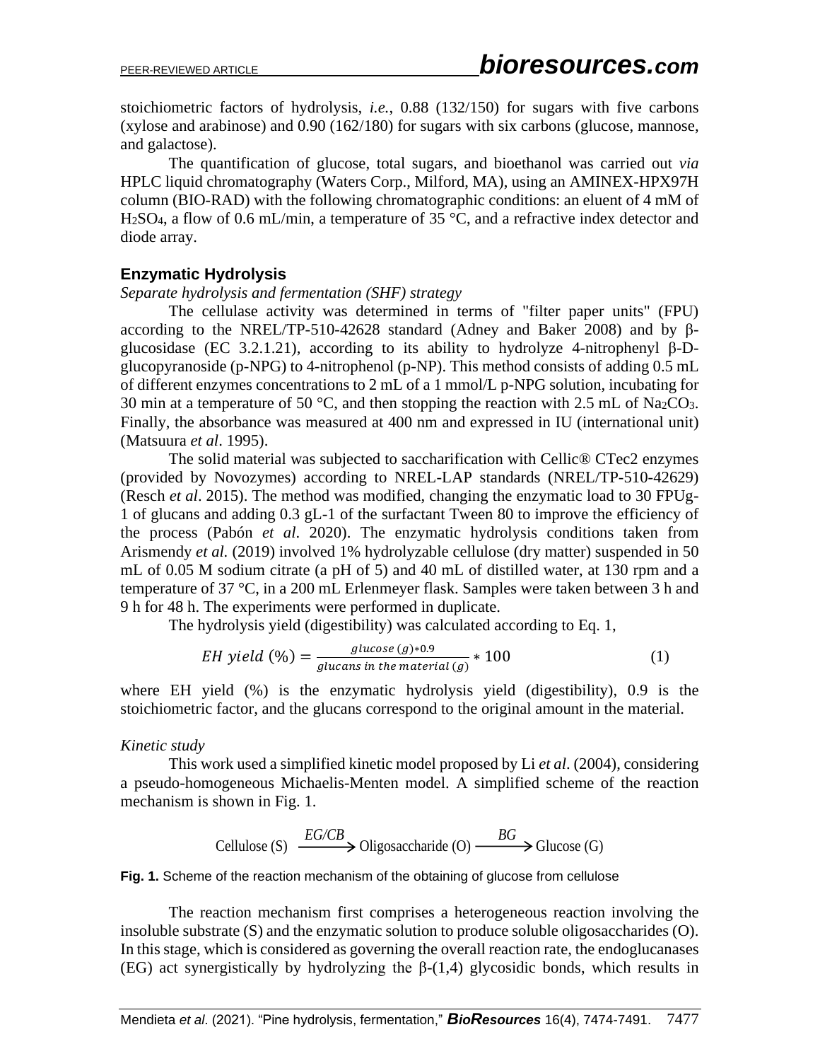stoichiometric factors of hydrolysis, *i.e.*, 0.88 (132/150) for sugars with five carbons (xylose and arabinose) and 0.90 (162/180) for sugars with six carbons (glucose, mannose, and galactose).

The quantification of glucose, total sugars, and bioethanol was carried out *via* HPLC liquid chromatography (Waters Corp., Milford, MA), using an AMINEX-HPX97H column (BIO-RAD) with the following chromatographic conditions: an eluent of 4 mM of $H_2SO_4$, a flow of 0.6 mL/min, a temperature of 35 °C, and a refractive index detector and diode array.

## Enzymatic Hydrolysis

*Separate hydrolysis and fermentation (SHF) strategy*

The cellulase activity was determined in terms of "filter paper units" (FPU) according to the NREL/TP-510-42628 standard (Adney and Baker 2008) and by β-glucosidase (EC 3.2.1.21), according to its ability to hydrolyze 4-nitrophenyl β-D-glucopyranoside (p-NPG) to 4-nitrophenol (p-NP). This method consists of adding 0.5 mL of different enzymes concentrations to 2 mL of a 1 mmol/L p-NPG solution, incubating for 30 min at a temperature of 50 °C, and then stopping the reaction with 2.5 mL of $Na_2CO_3$. Finally, the absorbance was measured at 400 nm and expressed in IU (international unit) (Matsuura *et al*. 1995).

The solid material was subjected to saccharification with Cellic® CTec2 enzymes (provided by Novozymes) according to NREL-LAP standards (NREL/TP-510-42629) (Resch *et al*. 2015). The method was modified, changing the enzymatic load to 30 FPUg-1 of glucans and adding 0.3 gL-1 of the surfactant Tween 80 to improve the efficiency of the process (Pabón *et al*. 2020). The enzymatic hydrolysis conditions taken from Arismendy *et al.* (2019) involved 1% hydrolyzable cellulose (dry matter) suspended in 50 mL of 0.05 M sodium citrate (a pH of 5) and 40 mL of distilled water, at 130 rpm and a temperature of 37 °C, in a 200 mL Erlenmeyer flask. Samples were taken between 3 h and 9 h for 48 h. The experiments were performed in duplicate.

The hydrolysis yield (digestibility) was calculated according to Eq. 1,

$$EH\ yield\ (\%) = \frac{glucose\ (g) * 0.9}{glucans\ in\ the\ material\ (g)} * 100 \qquad (1)$$

where EH yield (%) is the enzymatic hydrolysis yield (digestibility), 0.9 is the stoichiometric factor, and the glucans correspond to the original amount in the material.

*Kinetic study*

This work used a simplified kinetic model proposed by Li *et al*. (2004), considering a pseudo-homogeneous Michaelis-Menten model. A simplified scheme of the reaction mechanism is shown in Fig. 1.

$$\text{Cellulose (S)} \xrightarrow{EG/CB} \text{Oligosaccharide (O)} \xrightarrow{BG} \text{Glucose (G)}$$

**Fig. 1.** Scheme of the reaction mechanism of the obtaining of glucose from cellulose

The reaction mechanism first comprises a heterogeneous reaction involving the insoluble substrate (S) and the enzymatic solution to produce soluble oligosaccharides (O). In this stage, which is considered as governing the overall reaction rate, the endoglucanases (EG) act synergistically by hydrolyzing the β-(1,4) glycosidic bonds, which results in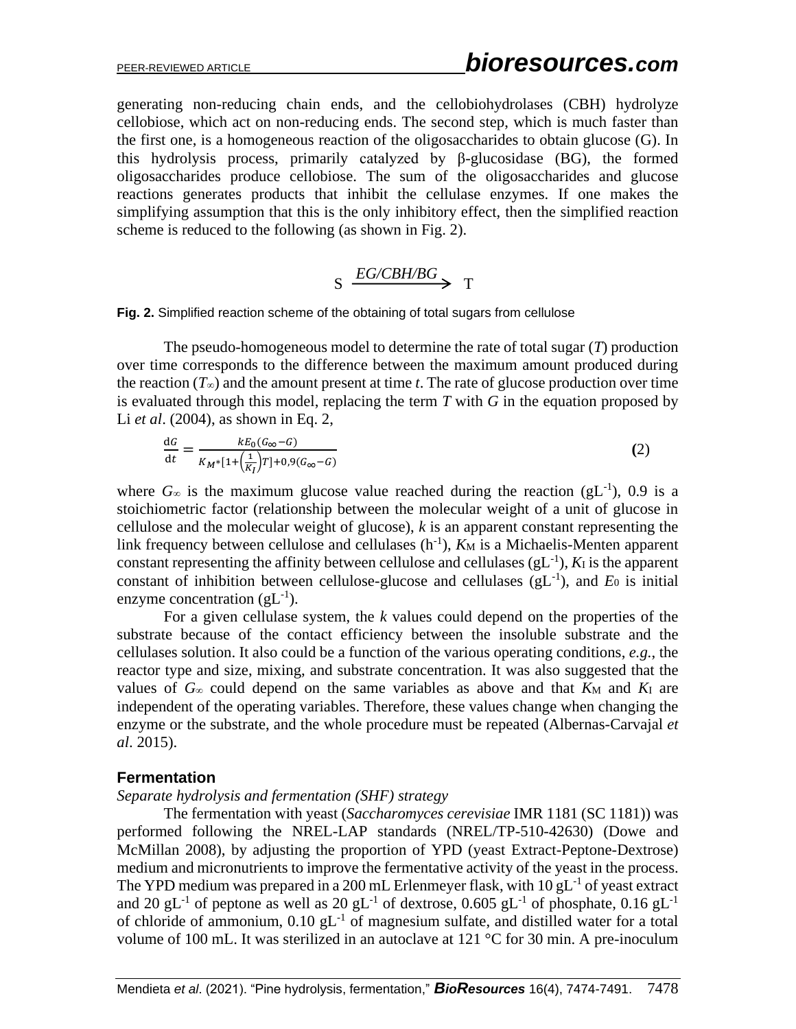generating non-reducing chain ends, and the cellobiohydrolases (CBH) hydrolyze cellobiose, which act on non-reducing ends. The second step, which is much faster than the first one, is a homogeneous reaction of the oligosaccharides to obtain glucose (G). In this hydrolysis process, primarily catalyzed by β-glucosidase (BG), the formed oligosaccharides produce cellobiose. The sum of the oligosaccharides and glucose reactions generates products that inhibit the cellulase enzymes. If one makes the simplifying assumption that this is the only inhibitory effect, then the simplified reaction scheme is reduced to the following (as shown in Fig. 2).

$$S \xrightarrow{EG/CBH/BG} T$$

**Fig. 2.** Simplified reaction scheme of the obtaining of total sugars from cellulose

The pseudo-homogeneous model to determine the rate of total sugar ($T$) production over time corresponds to the difference between the maximum amount produced during the reaction ($T_\infty$) and the amount present at time $t$. The rate of glucose production over time is evaluated through this model, replacing the term $T$ with $G$ in the equation proposed by Li *et al*. (2004), as shown in Eq. 2,

$$\frac{\mathrm{d}G}{\mathrm{d}t} = \frac{kE_0(G_\infty - G)}{K_M * [1 + \left(\frac{1}{K_I}\right)T] + 0{,}9(G_\infty - G)} \qquad (2)$$

where $G_\infty$ is the maximum glucose value reached during the reaction ($gL^{-1}$), 0.9 is a stoichiometric factor (relationship between the molecular weight of a unit of glucose in cellulose and the molecular weight of glucose), $k$ is an apparent constant representing the link frequency between cellulose and cellulases ($h^{-1}$), $K_M$ is a Michaelis-Menten apparent constant representing the affinity between cellulose and cellulases ($gL^{-1}$), $K_I$ is the apparent constant of inhibition between cellulose-glucose and cellulases ($gL^{-1}$), and $E_0$ is initial enzyme concentration ($gL^{-1}$).

For a given cellulase system, the $k$ values could depend on the properties of the substrate because of the contact efficiency between the insoluble substrate and the cellulases solution. It also could be a function of the various operating conditions, *e.g.*, the reactor type and size, mixing, and substrate concentration. It was also suggested that the values of $G_\infty$ could depend on the same variables as above and that $K_M$ and $K_I$ are independent of the operating variables. Therefore, these values change when changing the enzyme or the substrate, and the whole procedure must be repeated (Albernas-Carvajal *et al*. 2015).

## Fermentation

*Separate hydrolysis and fermentation (SHF) strategy*

The fermentation with yeast (*Saccharomyces cerevisiae* IMR 1181 (SC 1181)) was performed following the NREL-LAP standards (NREL/TP-510-42630) (Dowe and McMillan 2008), by adjusting the proportion of YPD (yeast Extract-Peptone-Dextrose) medium and micronutrients to improve the fermentative activity of the yeast in the process. The YPD medium was prepared in a 200 mL Erlenmeyer flask, with 10 $gL^{-1}$ of yeast extract and 20 $gL^{-1}$ of peptone as well as 20 $gL^{-1}$ of dextrose, 0.605 $gL^{-1}$ of phosphate, 0.16 $gL^{-1}$ of chloride of ammonium, 0.10 $gL^{-1}$ of magnesium sulfate, and distilled water for a total volume of 100 mL. It was sterilized in an autoclave at 121 °C for 30 min. A pre-inoculum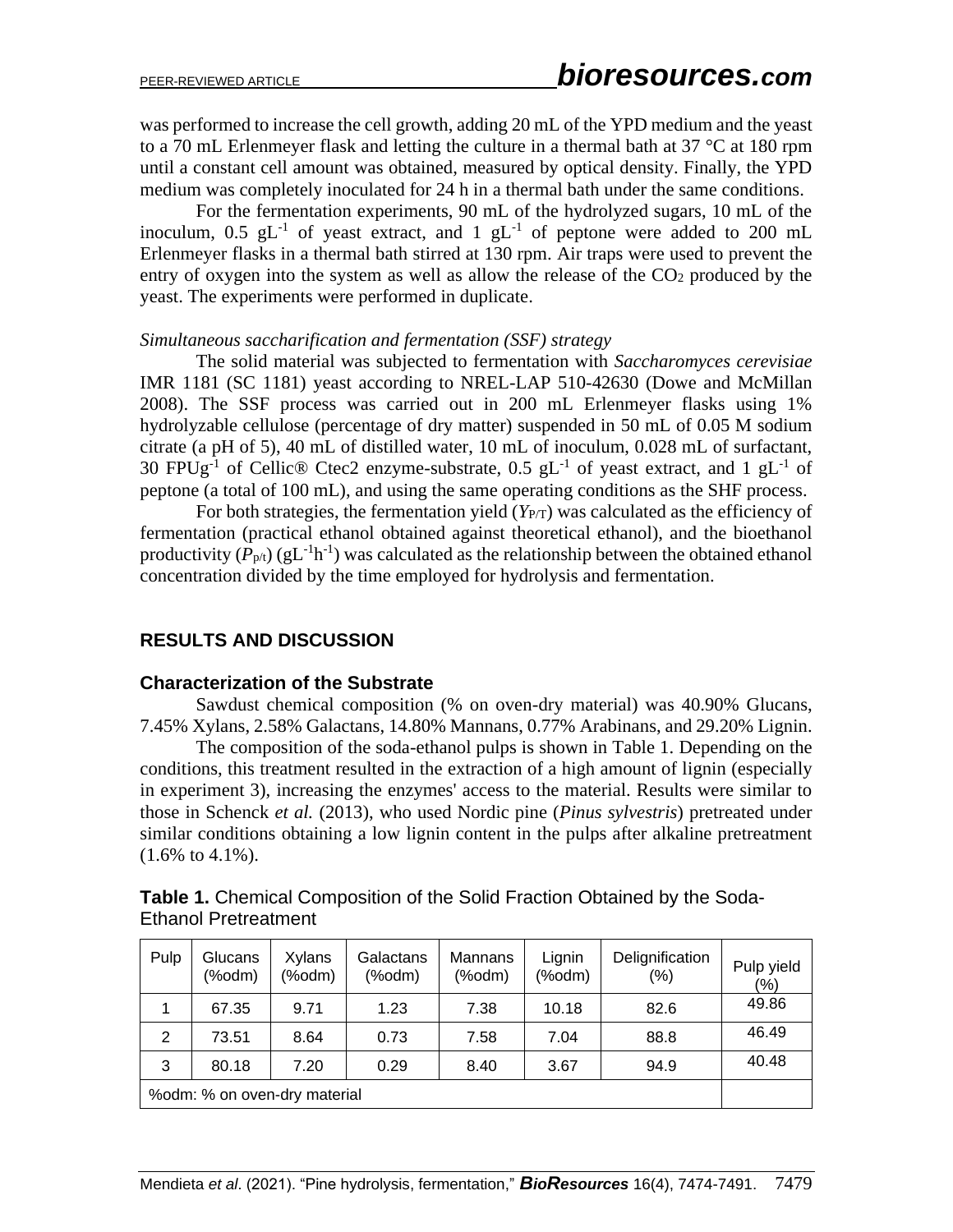was performed to increase the cell growth, adding 20 mL of the YPD medium and the yeast to a 70 mL Erlenmeyer flask and letting the culture in a thermal bath at 37 °C at 180 rpm until a constant cell amount was obtained, measured by optical density. Finally, the YPD medium was completely inoculated for 24 h in a thermal bath under the same conditions.

For the fermentation experiments, 90 mL of the hydrolyzed sugars, 10 mL of the inoculum, 0.5 $gL^{-1}$ of yeast extract, and 1 $gL^{-1}$ of peptone were added to 200 mL Erlenmeyer flasks in a thermal bath stirred at 130 rpm. Air traps were used to prevent the entry of oxygen into the system as well as allow the release of the $CO_2$ produced by the yeast. The experiments were performed in duplicate.

*Simultaneous saccharification and fermentation (SSF) strategy*

The solid material was subjected to fermentation with *Saccharomyces cerevisiae* IMR 1181 (SC 1181) yeast according to NREL-LAP 510-42630 (Dowe and McMillan 2008). The SSF process was carried out in 200 mL Erlenmeyer flasks using 1% hydrolyzable cellulose (percentage of dry matter) suspended in 50 mL of 0.05 M sodium citrate (a pH of 5), 40 mL of distilled water, 10 mL of inoculum, 0.028 mL of surfactant, 30 $FPUg^{-1}$ of Cellic® Ctec2 enzyme-substrate, 0.5 $gL^{-1}$ of yeast extract, and 1 $gL^{-1}$ of peptone (a total of 100 mL), and using the same operating conditions as the SHF process.

For both strategies, the fermentation yield ($Y_{P/T}$) was calculated as the efficiency of fermentation (practical ethanol obtained against theoretical ethanol), and the bioethanol productivity ($P_{p/t}$) ($gL^{-1}h^{-1}$) was calculated as the relationship between the obtained ethanol concentration divided by the time employed for hydrolysis and fermentation.

## RESULTS AND DISCUSSION

### Characterization of the Substrate

Sawdust chemical composition (% on oven-dry material) was 40.90% Glucans, 7.45% Xylans, 2.58% Galactans, 14.80% Mannans, 0.77% Arabinans, and 29.20% Lignin.

The composition of the soda-ethanol pulps is shown in Table 1. Depending on the conditions, this treatment resulted in the extraction of a high amount of lignin (especially in experiment 3), increasing the enzymes' access to the material. Results were similar to those in Schenck *et al.* (2013), who used Nordic pine (*Pinus sylvestris*) pretreated under similar conditions obtaining a low lignin content in the pulps after alkaline pretreatment (1.6% to 4.1%).

**Table 1.** Chemical Composition of the Solid Fraction Obtained by the Soda-Ethanol Pretreatment

| Pulp | Glucans (%odm) | Xylans (%odm) | Galactans (%odm) | Mannans (%odm) | Lignin (%odm) | Delignification (%) | Pulp yield (%) |
|---|---|---|---|---|---|---|---|
| 1 | 67.35 | 9.71 | 1.23 | 7.38 | 10.18 | 82.6 | 49.86 |
| 2 | 73.51 | 8.64 | 0.73 | 7.58 | 7.04 | 88.8 | 46.49 |
| 3 | 80.18 | 7.20 | 0.29 | 8.40 | 3.67 | 94.9 | 40.48 |
| %odm: % on oven-dry material | | | | | | | |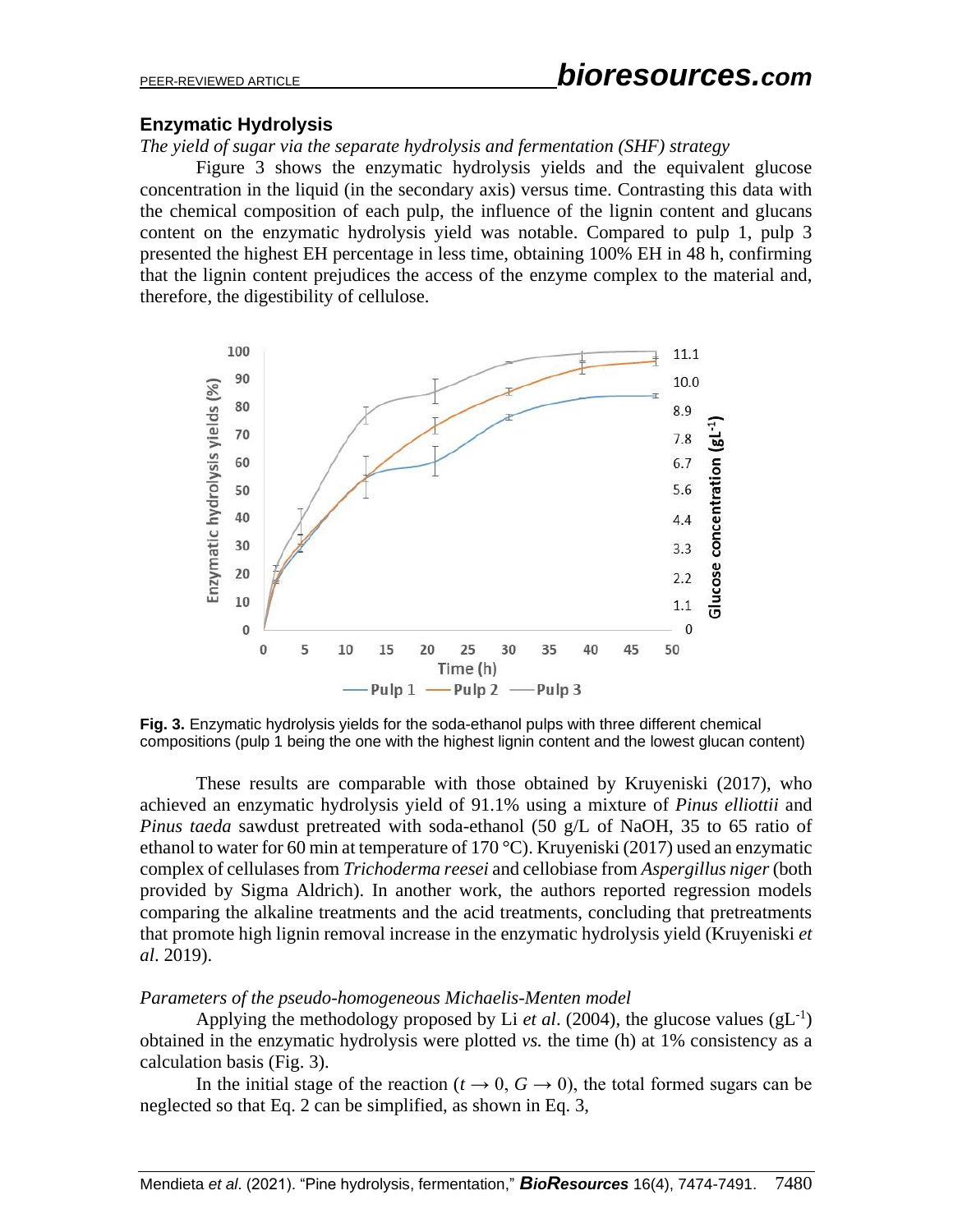## Enzymatic Hydrolysis

*The yield of sugar via the separate hydrolysis and fermentation (SHF) strategy*

Figure 3 shows the enzymatic hydrolysis yields and the equivalent glucose concentration in the liquid (in the secondary axis) versus time. Contrasting this data with the chemical composition of each pulp, the influence of the lignin content and glucans content on the enzymatic hydrolysis yield was notable. Compared to pulp 1, pulp 3 presented the highest EH percentage in less time, obtaining 100% EH in 48 h, confirming that the lignin content prejudices the access of the enzyme complex to the material and, therefore, the digestibility of cellulose.

**Fig. 3.** Enzymatic hydrolysis yields for the soda-ethanol pulps with three different chemical compositions (pulp 1 being the one with the highest lignin content and the lowest glucan content)

These results are comparable with those obtained by Kruyeniski (2017), who achieved an enzymatic hydrolysis yield of 91.1% using a mixture of *Pinus elliottii* and *Pinus taeda* sawdust pretreated with soda-ethanol (50 g/L of NaOH, 35 to 65 ratio of ethanol to water for 60 min at temperature of 170 °C). Kruyeniski (2017) used an enzymatic complex of cellulases from *Trichoderma reesei* and cellobiase from *Aspergillus niger* (both provided by Sigma Aldrich). In another work, the authors reported regression models comparing the alkaline treatments and the acid treatments, concluding that pretreatments that promote high lignin removal increase in the enzymatic hydrolysis yield (Kruyeniski *et al*. 2019).

*Parameters of the pseudo-homogeneous Michaelis-Menten model*

Applying the methodology proposed by Li *et al*. (2004), the glucose values ($gL^{-1}$) obtained in the enzymatic hydrolysis were plotted *vs.* the time (h) at 1% consistency as a calculation basis (Fig. 3).

In the initial stage of the reaction ($t \rightarrow 0$, $G \rightarrow 0$), the total formed sugars can be neglected so that Eq. 2 can be simplified, as shown in Eq. 3,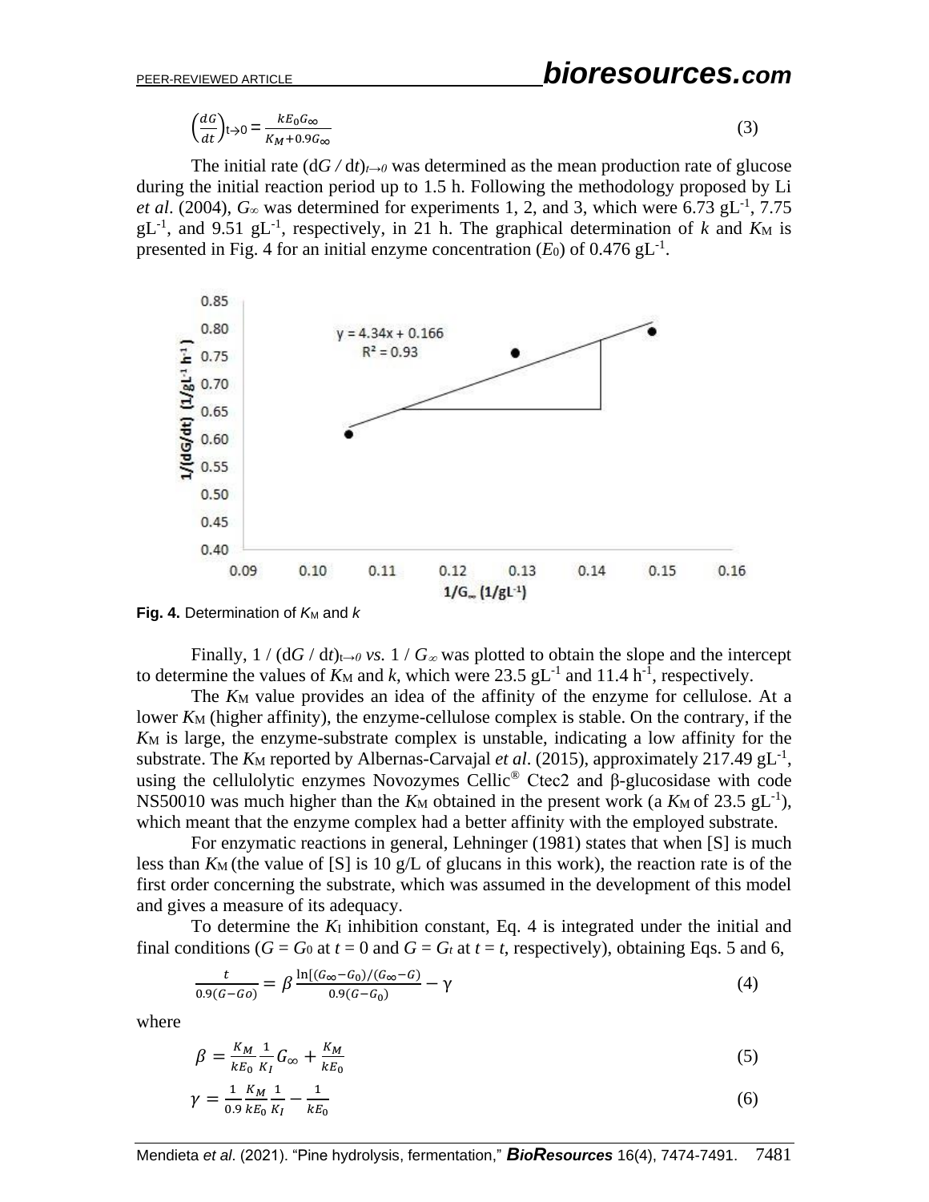$$\left(\frac{dG}{dt}\right)_{t\to 0} = \frac{kE_0 G_\infty}{K_M + 0.9G_\infty} \tag{3}$$

The initial rate $(dG / dt)_{t\to 0}$ was determined as the mean production rate of glucose during the initial reaction period up to 1.5 h. Following the methodology proposed by Li *et al*. (2004), $G_\infty$ was determined for experiments 1, 2, and 3, which were 6.73 $gL^{-1}$, 7.75 $gL^{-1}$, and 9.51 $gL^{-1}$, respectively, in 21 h. The graphical determination of $k$ and $K_M$ is presented in Fig. 4 for an initial enzyme concentration ($E_0$) of 0.476 $gL^{-1}$.

**Fig. 4.** Determination of $K_M$ and $k$

Finally, $1 / (dG / dt)_{t\to 0}$ *vs.* $1 / G_\infty$ was plotted to obtain the slope and the intercept to determine the values of $K_M$ and $k$, which were 23.5 $gL^{-1}$ and 11.4 $h^{-1}$, respectively.

The $K_M$ value provides an idea of the affinity of the enzyme for cellulose. At a lower $K_M$ (higher affinity), the enzyme-cellulose complex is stable. On the contrary, if the $K_M$ is large, the enzyme-substrate complex is unstable, indicating a low affinity for the substrate. The $K_M$ reported by Albernas-Carvajal *et al*. (2015), approximately 217.49 $gL^{-1}$, using the cellulolytic enzymes Novozymes Cellic® Ctec2 and β-glucosidase with code NS50010 was much higher than the $K_M$ obtained in the present work (a $K_M$ of 23.5 $gL^{-1}$), which meant that the enzyme complex had a better affinity with the employed substrate.

For enzymatic reactions in general, Lehninger (1981) states that when [S] is much less than $K_M$ (the value of [S] is 10 g/L of glucans in this work), the reaction rate is of the first order concerning the substrate, which was assumed in the development of this model and gives a measure of its adequacy.

To determine the $K_I$ inhibition constant, Eq. 4 is integrated under the initial and final conditions ($G = G_0$ at $t = 0$ and $G = G_t$ at $t = t$, respectively), obtaining Eqs. 5 and 6,

$$\frac{t}{0.9(G-G_0)} = \beta \frac{\ln[(G_\infty - G_0)/(G_\infty - G)]}{0.9(G-G_0)} - \gamma \tag{4}$$

where

$$\beta = \frac{K_M}{kE_0}\frac{1}{K_I}G_\infty + \frac{K_M}{kE_0} \tag{5}$$

$$\gamma = \frac{1}{0.9}\frac{K_M}{kE_0}\frac{1}{K_I} - \frac{1}{kE_0} \tag{6}$$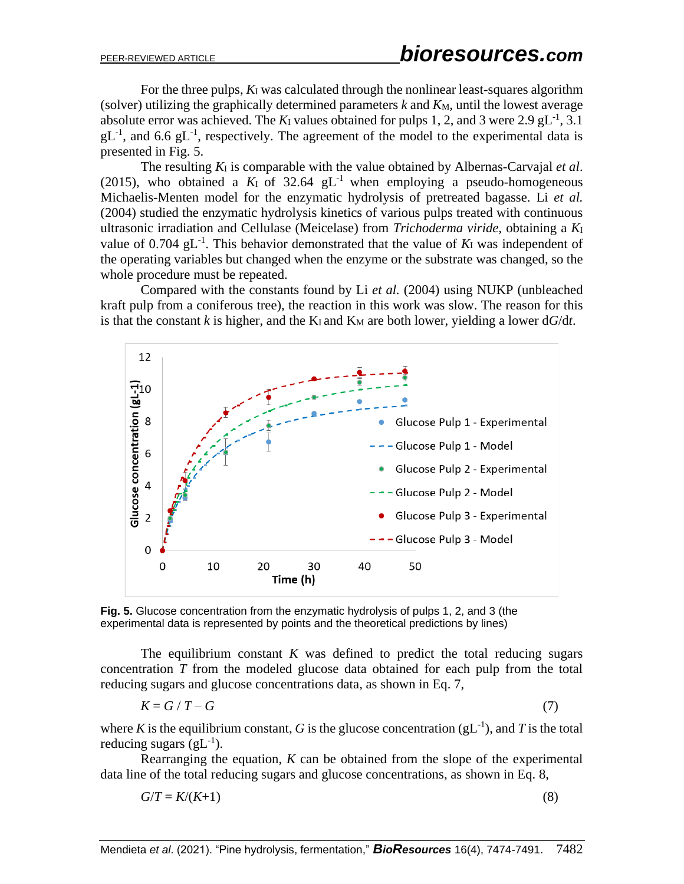For the three pulps, $K_I$ was calculated through the nonlinear least-squares algorithm (solver) utilizing the graphically determined parameters $k$ and $K_M$, until the lowest average absolute error was achieved. The $K_I$ values obtained for pulps 1, 2, and 3 were 2.9 $gL^{-1}$, 3.1 $gL^{-1}$, and 6.6 $gL^{-1}$, respectively. The agreement of the model to the experimental data is presented in Fig. 5.

The resulting $K_I$ is comparable with the value obtained by Albernas-Carvajal *et al*. (2015), who obtained a $K_I$ of 32.64 $gL^{-1}$ when employing a pseudo-homogeneous Michaelis-Menten model for the enzymatic hydrolysis of pretreated bagasse. Li *et al.* (2004) studied the enzymatic hydrolysis kinetics of various pulps treated with continuous ultrasonic irradiation and Cellulase (Meicelase) from *Trichoderma viride*, obtaining a $K_I$ value of 0.704 $gL^{-1}$. This behavior demonstrated that the value of $K_I$ was independent of the operating variables but changed when the enzyme or the substrate was changed, so the whole procedure must be repeated.

Compared with the constants found by Li *et al.* (2004) using NUKP (unbleached kraft pulp from a coniferous tree), the reaction in this work was slow. The reason for this is that the constant $k$ is higher, and the $K_I$ and $K_M$ are both lower, yielding a lower $dG/dt$.

**Fig. 5.** Glucose concentration from the enzymatic hydrolysis of pulps 1, 2, and 3 (the experimental data is represented by points and the theoretical predictions by lines)

The equilibrium constant $K$ was defined to predict the total reducing sugars concentration $T$ from the modeled glucose data obtained for each pulp from the total reducing sugars and glucose concentrations data, as shown in Eq. 7,

$$K = G / T - G \tag{7}$$

where $K$ is the equilibrium constant, $G$ is the glucose concentration ($gL^{-1}$), and $T$ is the total reducing sugars ($gL^{-1}$).

Rearranging the equation, $K$ can be obtained from the slope of the experimental data line of the total reducing sugars and glucose concentrations, as shown in Eq. 8,

$$G/T = K/(K+1) \tag{8}$$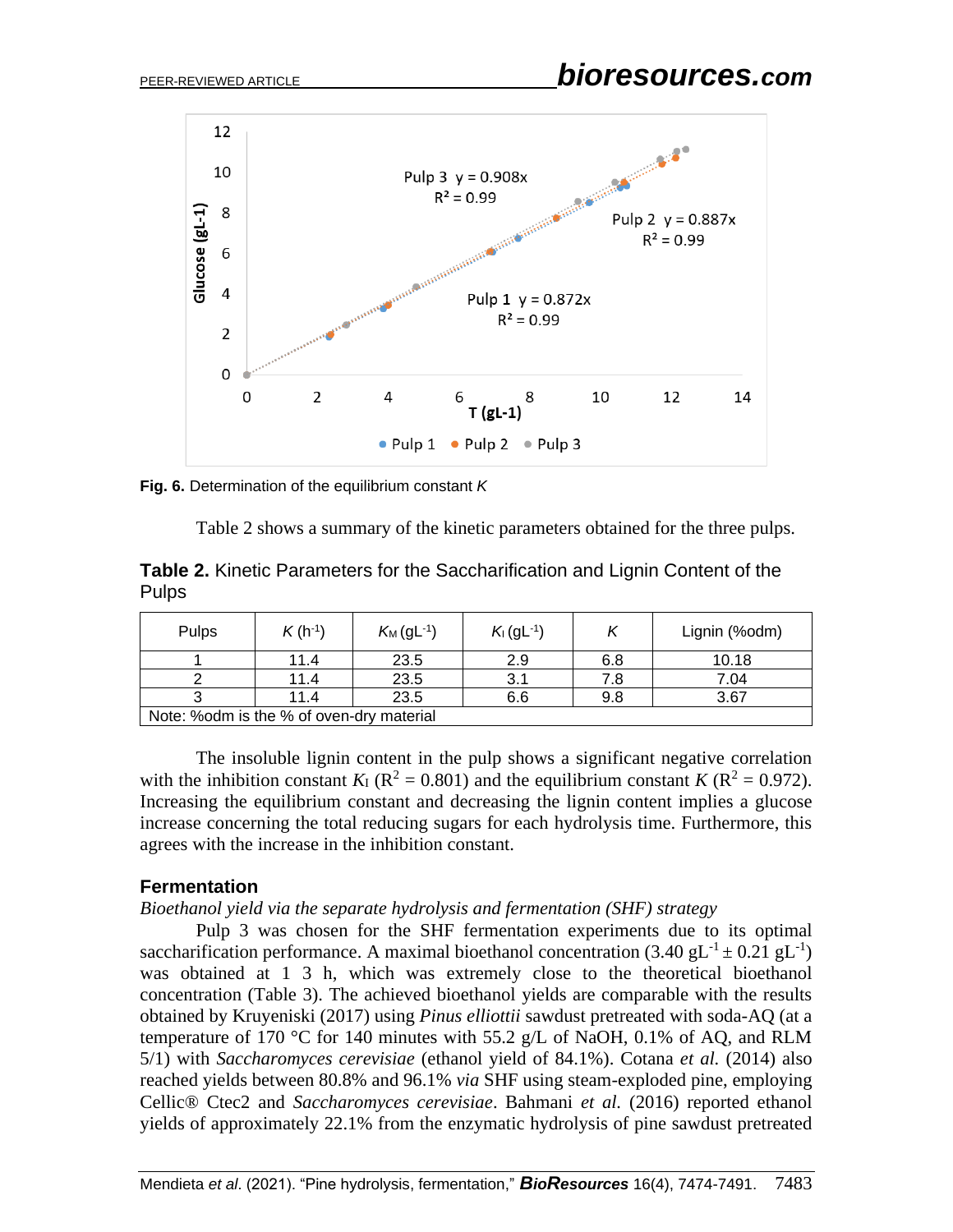Fig. 6. Determination of the equilibrium constant $K$

Table 2 shows a summary of the kinetic parameters obtained for the three pulps.

**Table 2.** Kinetic Parameters for the Saccharification and Lignin Content of the Pulps

| Pulps | $K$ ($h^{-1}$) | $K_M$ ($gL^{-1}$) | $K_I$ ($gL^{-1}$) | $K$ | Lignin (%odm) |
|---|---|---|---|---|---|
| 1 | 11.4 | 23.5 | 2.9 | 6.8 | 10.18 |
| 2 | 11.4 | 23.5 | 3.1 | 7.8 | 7.04 |
| 3 | 11.4 | 23.5 | 6.6 | 9.8 | 3.67 |
| Note: %odm is the % of oven-dry material | | | | | |

The insoluble lignin content in the pulp shows a significant negative correlation with the inhibition constant $K_I$ ($R^2$ = 0.801) and the equilibrium constant $K$ ($R^2$ = 0.972). Increasing the equilibrium constant and decreasing the lignin content implies a glucose increase concerning the total reducing sugars for each hydrolysis time. Furthermore, this agrees with the increase in the inhibition constant.

### Fermentation

*Bioethanol yield via the separate hydrolysis and fermentation (SHF) strategy*

Pulp 3 was chosen for the SHF fermentation experiments due to its optimal saccharification performance. A maximal bioethanol concentration (3.40 $gL^{-1}$ ± 0.21 $gL^{-1}$) was obtained at 1 3 h, which was extremely close to the theoretical bioethanol concentration (Table 3). The achieved bioethanol yields are comparable with the results obtained by Kruyeniski (2017) using *Pinus elliottii* sawdust pretreated with soda-AQ (at a temperature of 170 °C for 140 minutes with 55.2 g/L of NaOH, 0.1% of AQ, and RLM 5/1) with *Saccharomyces cerevisiae* (ethanol yield of 84.1%). Cotana *et al.* (2014) also reached yields between 80.8% and 96.1% *via* SHF using steam-exploded pine, employing Cellic® Ctec2 and *Saccharomyces cerevisiae*. Bahmani *et al.* (2016) reported ethanol yields of approximately 22.1% from the enzymatic hydrolysis of pine sawdust pretreated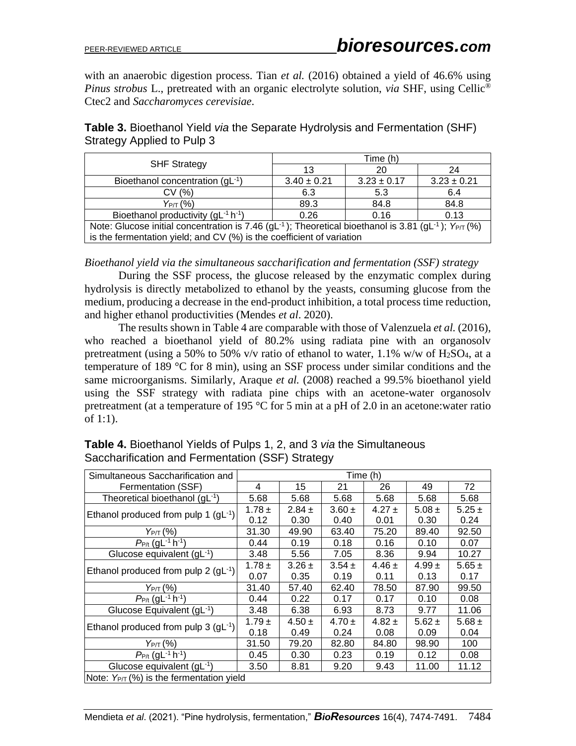with an anaerobic digestion process. Tian *et al.* (2016) obtained a yield of 46.6% using *Pinus strobus* L., pretreated with an organic electrolyte solution, *via* SHF, using Cellic® Ctec2 and *Saccharomyces cerevisiae*.

**Table 3.** Bioethanol Yield *via* the Separate Hydrolysis and Fermentation (SHF) Strategy Applied to Pulp 3

| SHF Strategy | Time (h) | | |
|---|---|---|---|
| | 13 | 20 | 24 |
| Bioethanol concentration ($gL^{-1}$) | 3.40 ± 0.21 | 3.23 ± 0.17 | 3.23 ± 0.21 |
| CV (%) | 6.3 | 5.3 | 6.4 |
| $Y_{P/T}$ (%) | 89.3 | 84.8 | 84.8 |
| Bioethanol productivity ($gL^{-1} h^{-1}$) | 0.26 | 0.16 | 0.13 |
| Note: Glucose initial concentration is 7.46 ($gL^{-1}$); Theoretical bioethanol is 3.81 ($gL^{-1}$); $Y_{P/T}$ (%) is the fermentation yield; and CV (%) is the coefficient of variation | | | |

*Bioethanol yield via the simultaneous saccharification and fermentation (SSF) strategy*

During the SSF process, the glucose released by the enzymatic complex during hydrolysis is directly metabolized to ethanol by the yeasts, consuming glucose from the medium, producing a decrease in the end-product inhibition, a total process time reduction, and higher ethanol productivities (Mendes *et al*. 2020).

The results shown in Table 4 are comparable with those of Valenzuela *et al.* (2016), who reached a bioethanol yield of 80.2% using radiata pine with an organosolv pretreatment (using a 50% to 50% v/v ratio of ethanol to water, 1.1% w/w of $H_2SO_4$, at a temperature of 189 °C for 8 min), using an SSF process under similar conditions and the same microorganisms. Similarly, Araque *et al.* (2008) reached a 99.5% bioethanol yield using the SSF strategy with radiata pine chips with an acetone-water organosolv pretreatment (at a temperature of 195 °C for 5 min at a pH of 2.0 in an acetone:water ratio of 1:1).

**Table 4.** Bioethanol Yields of Pulps 1, 2, and 3 *via* the Simultaneous Saccharification and Fermentation (SSF) Strategy

| Simultaneous Saccharification and Fermentation (SSF) | Time (h) | | | | | |
|---|---|---|---|---|---|---|
| | 4 | 15 | 21 | 26 | 49 | 72 |
| Theoretical bioethanol ($gL^{-1}$) | 5.68 | 5.68 | 5.68 | 5.68 | 5.68 | 5.68 |
| Ethanol produced from pulp 1 ($gL^{-1}$) | 1.78 ± 0.12 | 2.84 ± 0.30 | 3.60 ± 0.40 | 4.27 ± 0.01 | 5.08 ± 0.30 | 5.25 ± 0.24 |
| $Y_{P/T}$ (%) | 31.30 | 49.90 | 63.40 | 75.20 | 89.40 | 92.50 |
| $P_{P/t}$ ($gL^{-1} h^{-1}$) | 0.44 | 0.19 | 0.18 | 0.16 | 0.10 | 0.07 |
| Glucose equivalent ($gL^{-1}$) | 3.48 | 5.56 | 7.05 | 8.36 | 9.94 | 10.27 |
| Ethanol produced from pulp 2 ($gL^{-1}$) | 1.78 ± 0.07 | 3.26 ± 0.35 | 3.54 ± 0.19 | 4.46 ± 0.11 | 4.99 ± 0.13 | 5.65 ± 0.17 |
| $Y_{P/T}$ (%) | 31.40 | 57.40 | 62.40 | 78.50 | 87.90 | 99.50 |
| $P_{P/t}$ ($gL^{-1} h^{-1}$) | 0.44 | 0.22 | 0.17 | 0.17 | 0.10 | 0.08 |
| Glucose Equivalent ($gL^{-1}$) | 3.48 | 6.38 | 6.93 | 8.73 | 9.77 | 11.06 |
| Ethanol produced from pulp 3 ($gL^{-1}$) | 1.79 ± 0.18 | 4.50 ± 0.49 | 4.70 ± 0.24 | 4.82 ± 0.08 | 5.62 ± 0.09 | 5.68 ± 0.04 |
| $Y_{P/T}$ (%) | 31.50 | 79.20 | 82.80 | 84.80 | 98.90 | 100 |
| $P_{P/t}$ ($gL^{-1} h^{-1}$) | 0.45 | 0.30 | 0.23 | 0.19 | 0.12 | 0.08 |
| Glucose equivalent ($gL^{-1}$) | 3.50 | 8.81 | 9.20 | 9.43 | 11.00 | 11.12 |
| Note: $Y_{P/T}$ (%) is the fermentation yield | | | | | | |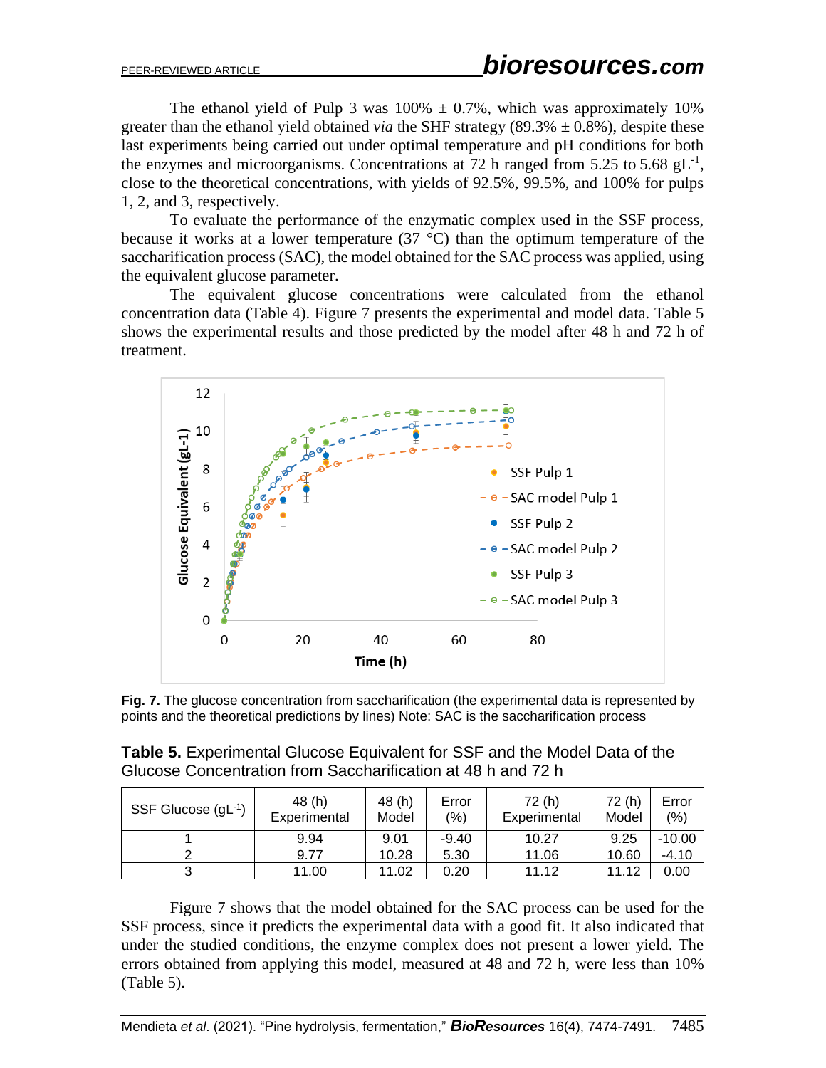The ethanol yield of Pulp 3 was 100% ± 0.7%, which was approximately 10% greater than the ethanol yield obtained *via* the SHF strategy (89.3% ± 0.8%), despite these last experiments being carried out under optimal temperature and pH conditions for both the enzymes and microorganisms. Concentrations at 72 h ranged from 5.25 to 5.68 $gL^{-1}$, close to the theoretical concentrations, with yields of 92.5%, 99.5%, and 100% for pulps 1, 2, and 3, respectively.

To evaluate the performance of the enzymatic complex used in the SSF process, because it works at a lower temperature (37 °C) than the optimum temperature of the saccharification process (SAC), the model obtained for the SAC process was applied, using the equivalent glucose parameter.

The equivalent glucose concentrations were calculated from the ethanol concentration data (Table 4). Figure 7 presents the experimental and model data. Table 5 shows the experimental results and those predicted by the model after 48 h and 72 h of treatment.

**Fig. 7.** The glucose concentration from saccharification (the experimental data is represented by points and the theoretical predictions by lines) Note: SAC is the saccharification process

**Table 5.** Experimental Glucose Equivalent for SSF and the Model Data of the Glucose Concentration from Saccharification at 48 h and 72 h

| SSF Glucose ($gL^{-1}$) | 48 (h) Experimental | 48 (h) Model | Error (%) | 72 (h) Experimental | 72 (h) Model | Error (%) |
|---|---|---|---|---|---|---|
| 1 | 9.94 | 9.01 | -9.40 | 10.27 | 9.25 | -10.00 |
| 2 | 9.77 | 10.28 | 5.30 | 11.06 | 10.60 | -4.10 |
| 3 | 11.00 | 11.02 | 0.20 | 11.12 | 11.12 | 0.00 |

Figure 7 shows that the model obtained for the SAC process can be used for the SSF process, since it predicts the experimental data with a good fit. It also indicated that under the studied conditions, the enzyme complex does not present a lower yield. The errors obtained from applying this model, measured at 48 and 72 h, were less than 10% (Table 5).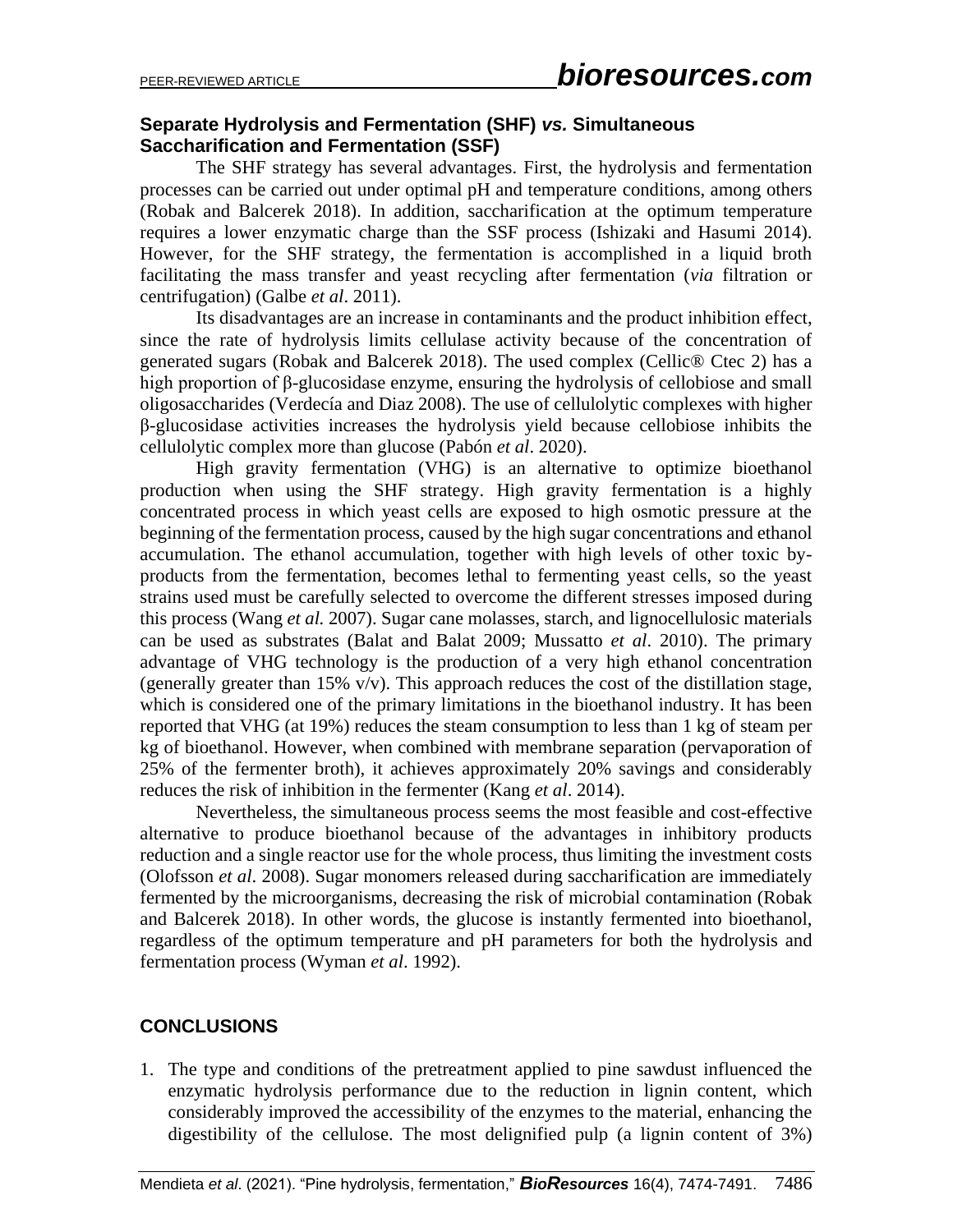### Separate Hydrolysis and Fermentation (SHF) *vs.* Simultaneous Saccharification and Fermentation (SSF)

The SHF strategy has several advantages. First, the hydrolysis and fermentation processes can be carried out under optimal pH and temperature conditions, among others (Robak and Balcerek 2018). In addition, saccharification at the optimum temperature requires a lower enzymatic charge than the SSF process (Ishizaki and Hasumi 2014). However, for the SHF strategy, the fermentation is accomplished in a liquid broth facilitating the mass transfer and yeast recycling after fermentation (*via* filtration or centrifugation) (Galbe *et al*. 2011).

Its disadvantages are an increase in contaminants and the product inhibition effect, since the rate of hydrolysis limits cellulase activity because of the concentration of generated sugars (Robak and Balcerek 2018). The used complex (Cellic® Ctec 2) has a high proportion of β-glucosidase enzyme, ensuring the hydrolysis of cellobiose and small oligosaccharides (Verdecía and Diaz 2008). The use of cellulolytic complexes with higher β-glucosidase activities increases the hydrolysis yield because cellobiose inhibits the cellulolytic complex more than glucose (Pabón *et al*. 2020).

High gravity fermentation (VHG) is an alternative to optimize bioethanol production when using the SHF strategy. High gravity fermentation is a highly concentrated process in which yeast cells are exposed to high osmotic pressure at the beginning of the fermentation process, caused by the high sugar concentrations and ethanol accumulation. The ethanol accumulation, together with high levels of other toxic by-products from the fermentation, becomes lethal to fermenting yeast cells, so the yeast strains used must be carefully selected to overcome the different stresses imposed during this process (Wang *et al.* 2007). Sugar cane molasses, starch, and lignocellulosic materials can be used as substrates (Balat and Balat 2009; Mussatto *et al*. 2010). The primary advantage of VHG technology is the production of a very high ethanol concentration (generally greater than 15% v/v). This approach reduces the cost of the distillation stage, which is considered one of the primary limitations in the bioethanol industry. It has been reported that VHG (at 19%) reduces the steam consumption to less than 1 kg of steam per kg of bioethanol. However, when combined with membrane separation (pervaporation of 25% of the fermenter broth), it achieves approximately 20% savings and considerably reduces the risk of inhibition in the fermenter (Kang *et al*. 2014).

Nevertheless, the simultaneous process seems the most feasible and cost-effective alternative to produce bioethanol because of the advantages in inhibitory products reduction and a single reactor use for the whole process, thus limiting the investment costs (Olofsson *et al*. 2008). Sugar monomers released during saccharification are immediately fermented by the microorganisms, decreasing the risk of microbial contamination (Robak and Balcerek 2018). In other words, the glucose is instantly fermented into bioethanol, regardless of the optimum temperature and pH parameters for both the hydrolysis and fermentation process (Wyman *et al*. 1992).

## CONCLUSIONS

1. The type and conditions of the pretreatment applied to pine sawdust influenced the enzymatic hydrolysis performance due to the reduction in lignin content, which considerably improved the accessibility of the enzymes to the material, enhancing the digestibility of the cellulose. The most delignified pulp (a lignin content of 3%)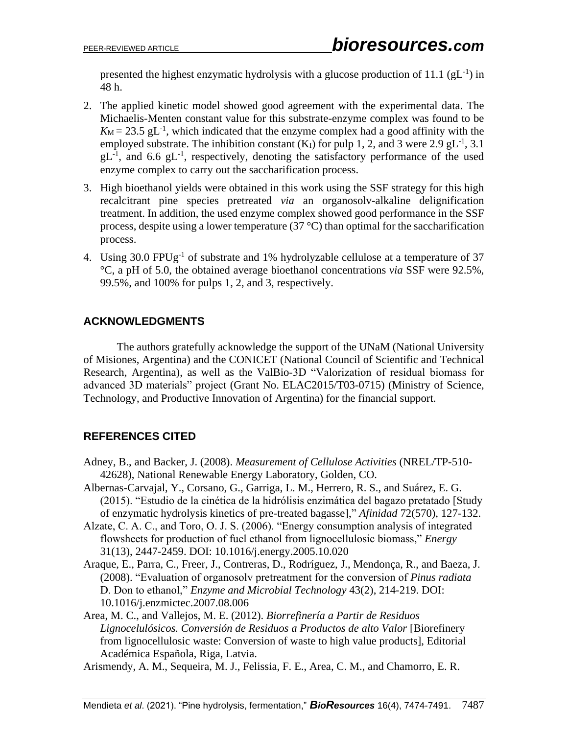presented the highest enzymatic hydrolysis with a glucose production of 11.1 ($gL^{-1}$) in 48 h.

2. The applied kinetic model showed good agreement with the experimental data. The Michaelis-Menten constant value for this substrate-enzyme complex was found to be $K_M$ = 23.5 $gL^{-1}$, which indicated that the enzyme complex had a good affinity with the employed substrate. The inhibition constant ($K_I$) for pulp 1, 2, and 3 were 2.9 $gL^{-1}$, 3.1 $gL^{-1}$, and 6.6 $gL^{-1}$, respectively, denoting the satisfactory performance of the used enzyme complex to carry out the saccharification process.
3. High bioethanol yields were obtained in this work using the SSF strategy for this high recalcitrant pine species pretreated *via* an organosolv-alkaline delignification treatment. In addition, the used enzyme complex showed good performance in the SSF process, despite using a lower temperature (37 °C) than optimal for the saccharification process.
4. Using 30.0 $FPUg^{-1}$ of substrate and 1% hydrolyzable cellulose at a temperature of 37 °C, a pH of 5.0, the obtained average bioethanol concentrations *via* SSF were 92.5%, 99.5%, and 100% for pulps 1, 2, and 3, respectively.

## ACKNOWLEDGMENTS

The authors gratefully acknowledge the support of the UNaM (National University of Misiones, Argentina) and the CONICET (National Council of Scientific and Technical Research, Argentina), as well as the ValBio-3D "Valorization of residual biomass for advanced 3D materials" project (Grant No. ELAC2015/T03-0715) (Ministry of Science, Technology, and Productive Innovation of Argentina) for the financial support.

## REFERENCES CITED

Adney, B., and Backer, J. (2008). *Measurement of Cellulose Activities* (NREL/TP-510-42628), National Renewable Energy Laboratory, Golden, CO.

Albernas-Carvajal, Y., Corsano, G., Garriga, L. M., Herrero, R. S., and Suárez, E. G. (2015). "Estudio de la cinética de la hidrólisis enzimática del bagazo pretatado [Study of enzymatic hydrolysis kinetics of pre-treated bagasse]," *Afinidad* 72(570), 127-132.

Alzate, C. A. C., and Toro, O. J. S. (2006). "Energy consumption analysis of integrated flowsheets for production of fuel ethanol from lignocellulosic biomass," *Energy* 31(13), 2447-2459. DOI: 10.1016/j.energy.2005.10.020

Araque, E., Parra, C., Freer, J., Contreras, D., Rodríguez, J., Mendonça, R., and Baeza, J. (2008). "Evaluation of organosolv pretreatment for the conversion of *Pinus radiata* D. Don to ethanol," *Enzyme and Microbial Technology* 43(2), 214-219. DOI: 10.1016/j.enzmictec.2007.08.006

Area, M. C., and Vallejos, M. E. (2012). *Biorrefinería a Partir de Residuos Lignocelulósicos. Conversión de Residuos a Productos de alto Valor* [Biorefinery from lignocellulosic waste: Conversion of waste to high value products], Editorial Académica Española, Riga, Latvia.

Arismendy, A. M., Sequeira, M. J., Felissia, F. E., Area, C. M., and Chamorro, E. R.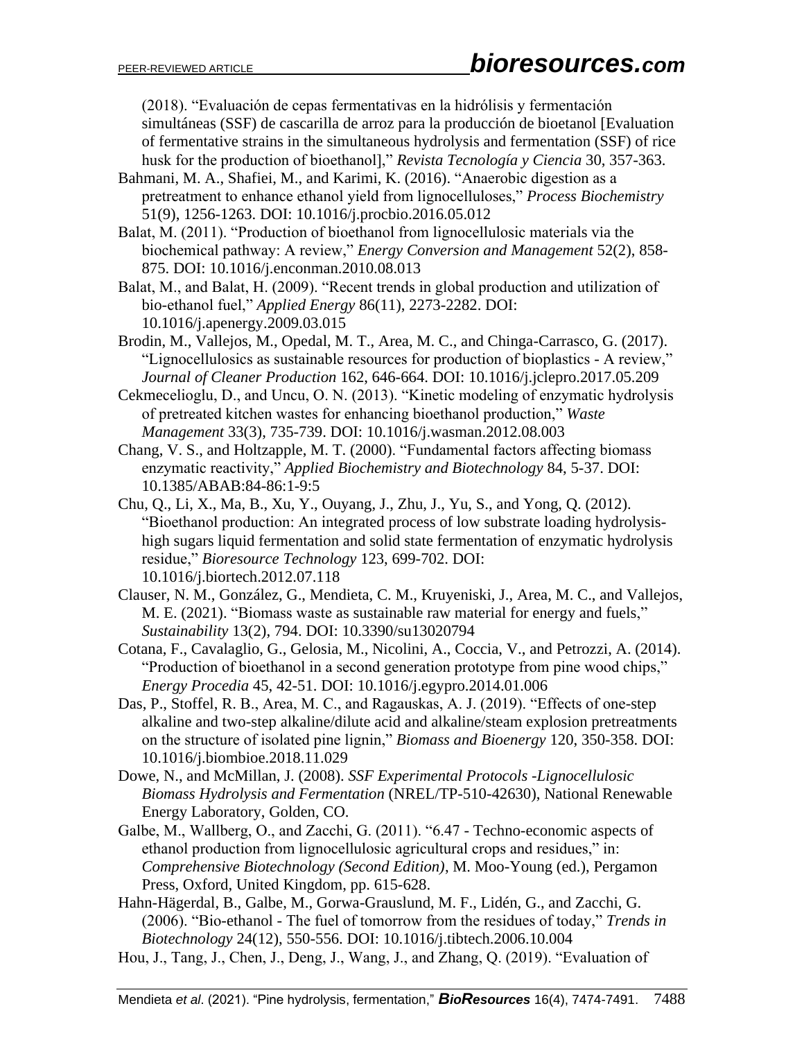(2018). "Evaluación de cepas fermentativas en la hidrólisis y fermentación simultáneas (SSF) de cascarilla de arroz para la producción de bioetanol [Evaluation of fermentative strains in the simultaneous hydrolysis and fermentation (SSF) of rice husk for the production of bioethanol]," *Revista Tecnología y Ciencia* 30, 357-363.

Bahmani, M. A., Shafiei, M., and Karimi, K. (2016). "Anaerobic digestion as a pretreatment to enhance ethanol yield from lignocelluloses," *Process Biochemistry* 51(9), 1256-1263. DOI: 10.1016/j.procbio.2016.05.012

Balat, M. (2011). "Production of bioethanol from lignocellulosic materials via the biochemical pathway: A review," *Energy Conversion and Management* 52(2), 858-875. DOI: 10.1016/j.enconman.2010.08.013

Balat, M., and Balat, H. (2009). "Recent trends in global production and utilization of bio-ethanol fuel," *Applied Energy* 86(11), 2273-2282. DOI: 10.1016/j.apenergy.2009.03.015

Brodin, M., Vallejos, M., Opedal, M. T., Area, M. C., and Chinga-Carrasco, G. (2017). "Lignocellulosics as sustainable resources for production of bioplastics - A review," *Journal of Cleaner Production* 162, 646-664. DOI: 10.1016/j.jclepro.2017.05.209

Cekmecelioglu, D., and Uncu, O. N. (2013). "Kinetic modeling of enzymatic hydrolysis of pretreated kitchen wastes for enhancing bioethanol production," *Waste Management* 33(3), 735-739. DOI: 10.1016/j.wasman.2012.08.003

Chang, V. S., and Holtzapple, M. T. (2000). "Fundamental factors affecting biomass enzymatic reactivity," *Applied Biochemistry and Biotechnology* 84, 5-37. DOI: 10.1385/ABAB:84-86:1-9:5

Chu, Q., Li, X., Ma, B., Xu, Y., Ouyang, J., Zhu, J., Yu, S., and Yong, Q. (2012). "Bioethanol production: An integrated process of low substrate loading hydrolysis-high sugars liquid fermentation and solid state fermentation of enzymatic hydrolysis residue," *Bioresource Technology* 123, 699-702. DOI: 10.1016/j.biortech.2012.07.118

Clauser, N. M., González, G., Mendieta, C. M., Kruyeniski, J., Area, M. C., and Vallejos, M. E. (2021). "Biomass waste as sustainable raw material for energy and fuels," *Sustainability* 13(2), 794. DOI: 10.3390/su13020794

Cotana, F., Cavalaglio, G., Gelosia, M., Nicolini, A., Coccia, V., and Petrozzi, A. (2014). "Production of bioethanol in a second generation prototype from pine wood chips," *Energy Procedia* 45, 42-51. DOI: 10.1016/j.egypro.2014.01.006

Das, P., Stoffel, R. B., Area, M. C., and Ragauskas, A. J. (2019). "Effects of one-step alkaline and two-step alkaline/dilute acid and alkaline/steam explosion pretreatments on the structure of isolated pine lignin," *Biomass and Bioenergy* 120, 350-358. DOI: 10.1016/j.biombioe.2018.11.029

Dowe, N., and McMillan, J. (2008). *SSF Experimental Protocols -Lignocellulosic Biomass Hydrolysis and Fermentation* (NREL/TP-510-42630), National Renewable Energy Laboratory, Golden, CO.

Galbe, M., Wallberg, O., and Zacchi, G. (2011). "6.47 - Techno-economic aspects of ethanol production from lignocellulosic agricultural crops and residues," in: *Comprehensive Biotechnology (Second Edition)*, M. Moo-Young (ed.), Pergamon Press, Oxford, United Kingdom, pp. 615-628.

Hahn-Hägerdal, B., Galbe, M., Gorwa-Grauslund, M. F., Lidén, G., and Zacchi, G. (2006). "Bio-ethanol - The fuel of tomorrow from the residues of today," *Trends in Biotechnology* 24(12), 550-556. DOI: 10.1016/j.tibtech.2006.10.004

Hou, J., Tang, J., Chen, J., Deng, J., Wang, J., and Zhang, Q. (2019). "Evaluation of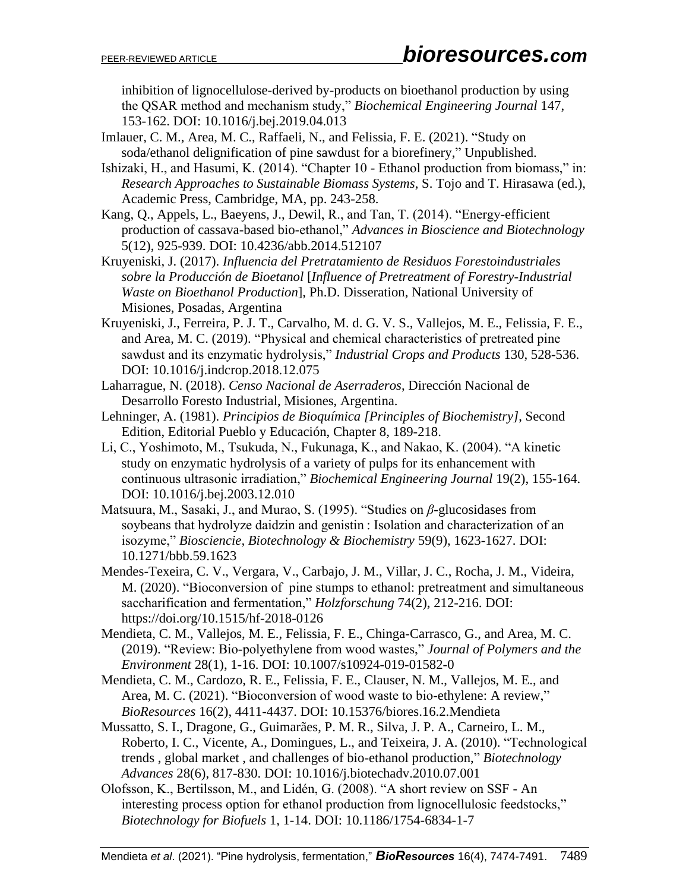inhibition of lignocellulose-derived by-products on bioethanol production by using the QSAR method and mechanism study," *Biochemical Engineering Journal* 147, 153-162. DOI: 10.1016/j.bej.2019.04.013

Imlauer, C. M., Area, M. C., Raffaeli, N., and Felissia, F. E. (2021). "Study on soda/ethanol delignification of pine sawdust for a biorefinery," Unpublished.

Ishizaki, H., and Hasumi, K. (2014). "Chapter 10 - Ethanol production from biomass," in: *Research Approaches to Sustainable Biomass Systems*, S. Tojo and T. Hirasawa (ed.), Academic Press, Cambridge, MA, pp. 243-258.

Kang, Q., Appels, L., Baeyens, J., Dewil, R., and Tan, T. (2014). "Energy-efficient production of cassava-based bio-ethanol," *Advances in Bioscience and Biotechnology* 5(12), 925-939. DOI: 10.4236/abb.2014.512107

Kruyeniski, J. (2017). *Influencia del Pretratamiento de Residuos Forestoindustriales sobre la Producción de Bioetanol* [*Influence of Pretreatment of Forestry-Industrial Waste on Bioethanol Production*], Ph.D. Disseration, National University of Misiones, Posadas, Argentina

Kruyeniski, J., Ferreira, P. J. T., Carvalho, M. d. G. V. S., Vallejos, M. E., Felissia, F. E., and Area, M. C. (2019). "Physical and chemical characteristics of pretreated pine sawdust and its enzymatic hydrolysis," *Industrial Crops and Products* 130, 528-536. DOI: 10.1016/j.indcrop.2018.12.075

Laharrague, N. (2018). *Censo Nacional de Aserraderos*, Dirección Nacional de Desarrollo Foresto Industrial, Misiones, Argentina.

Lehninger, A. (1981). *Principios de Bioquímica [Principles of Biochemistry]*, Second Edition, Editorial Pueblo y Educación, Chapter 8, 189-218.

Li, C., Yoshimoto, M., Tsukuda, N., Fukunaga, K., and Nakao, K. (2004). "A kinetic study on enzymatic hydrolysis of a variety of pulps for its enhancement with continuous ultrasonic irradiation," *Biochemical Engineering Journal* 19(2), 155-164. DOI: 10.1016/j.bej.2003.12.010

Matsuura, M., Sasaki, J., and Murao, S. (1995). "Studies on *β*-glucosidases from soybeans that hydrolyze daidzin and genistin : Isolation and characterization of an isozyme," *Biosciencie, Biotechnology & Biochemistry* 59(9), 1623-1627. DOI: 10.1271/bbb.59.1623

Mendes-Texeira, C. V., Vergara, V., Carbajo, J. M., Villar, J. C., Rocha, J. M., Videira, M. (2020). "Bioconversion of pine stumps to ethanol: pretreatment and simultaneous saccharification and fermentation," *Holzforschung* 74(2), 212-216. DOI: https://doi.org/10.1515/hf-2018-0126

Mendieta, C. M., Vallejos, M. E., Felissia, F. E., Chinga-Carrasco, G., and Area, M. C. (2019). "Review: Bio-polyethylene from wood wastes," *Journal of Polymers and the Environment* 28(1), 1-16. DOI: 10.1007/s10924-019-01582-0

Mendieta, C. M., Cardozo, R. E., Felissia, F. E., Clauser, N. M., Vallejos, M. E., and Area, M. C. (2021). "Bioconversion of wood waste to bio-ethylene: A review," *BioResources* 16(2), 4411-4437. DOI: 10.15376/biores.16.2.Mendieta

Mussatto, S. I., Dragone, G., Guimarães, P. M. R., Silva, J. P. A., Carneiro, L. M., Roberto, I. C., Vicente, A., Domingues, L., and Teixeira, J. A. (2010). "Technological trends , global market , and challenges of bio-ethanol production," *Biotechnology Advances* 28(6), 817-830. DOI: 10.1016/j.biotechadv.2010.07.001

Olofsson, K., Bertilsson, M., and Lidén, G. (2008). "A short review on SSF - An interesting process option for ethanol production from lignocellulosic feedstocks," *Biotechnology for Biofuels* 1, 1-14. DOI: 10.1186/1754-6834-1-7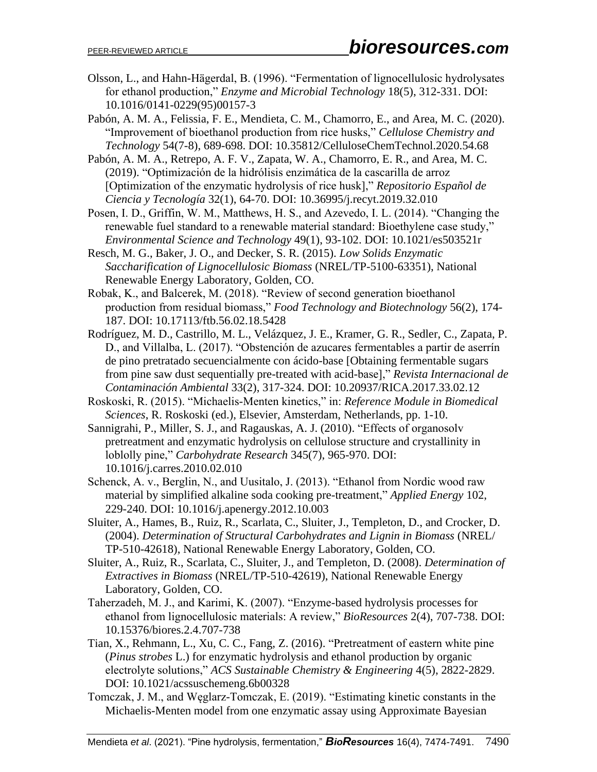Olsson, L., and Hahn-Hägerdal, B. (1996). "Fermentation of lignocellulosic hydrolysates for ethanol production," *Enzyme and Microbial Technology* 18(5), 312-331. DOI: 10.1016/0141-0229(95)00157-3

Pabón, A. M. A., Felissia, F. E., Mendieta, C. M., Chamorro, E., and Area, M. C. (2020). "Improvement of bioethanol production from rice husks," *Cellulose Chemistry and Technology* 54(7-8), 689-698. DOI: 10.35812/CelluloseChemTechnol.2020.54.68

Pabón, A. M. A., Retrepo, A. F. V., Zapata, W. A., Chamorro, E. R., and Area, M. C. (2019). "Optimización de la hidrólisis enzimática de la cascarilla de arroz [Optimization of the enzymatic hydrolysis of rice husk]," *Repositorio Español de Ciencia y Tecnología* 32(1), 64-70. DOI: 10.36995/j.recyt.2019.32.010

Posen, I. D., Griffin, W. M., Matthews, H. S., and Azevedo, I. L. (2014). "Changing the renewable fuel standard to a renewable material standard: Bioethylene case study," *Environmental Science and Technology* 49(1), 93-102. DOI: 10.1021/es503521r

Resch, M. G., Baker, J. O., and Decker, S. R. (2015). *Low Solids Enzymatic Saccharification of Lignocellulosic Biomass* (NREL/TP-5100-63351), National Renewable Energy Laboratory, Golden, CO.

Robak, K., and Balcerek, M. (2018). "Review of second generation bioethanol production from residual biomass," *Food Technology and Biotechnology* 56(2), 174-187. DOI: 10.17113/ftb.56.02.18.5428

Rodríguez, M. D., Castrillo, M. L., Velázquez, J. E., Kramer, G. R., Sedler, C., Zapata, P. D., and Villalba, L. (2017). "Obstención de azucares fermentables a partir de aserrín de pino pretratado secuencialmente con ácido-base [Obtaining fermentable sugars from pine saw dust sequentially pre-treated with acid-base]," *Revista Internacional de Contaminación Ambiental* 33(2), 317-324. DOI: 10.20937/RICA.2017.33.02.12

Roskoski, R. (2015). "Michaelis-Menten kinetics," in: *Reference Module in Biomedical Sciences*, R. Roskoski (ed.), Elsevier, Amsterdam, Netherlands, pp. 1-10.

Sannigrahi, P., Miller, S. J., and Ragauskas, A. J. (2010). "Effects of organosolv pretreatment and enzymatic hydrolysis on cellulose structure and crystallinity in loblolly pine," *Carbohydrate Research* 345(7), 965-970. DOI: 10.1016/j.carres.2010.02.010

Schenck, A. v., Berglin, N., and Uusitalo, J. (2013). "Ethanol from Nordic wood raw material by simplified alkaline soda cooking pre-treatment," *Applied Energy* 102, 229-240. DOI: 10.1016/j.apenergy.2012.10.003

Sluiter, A., Hames, B., Ruiz, R., Scarlata, C., Sluiter, J., Templeton, D., and Crocker, D. (2004). *Determination of Structural Carbohydrates and Lignin in Biomass* (NREL/ TP-510-42618), National Renewable Energy Laboratory, Golden, CO.

Sluiter, A., Ruiz, R., Scarlata, C., Sluiter, J., and Templeton, D. (2008). *Determination of Extractives in Biomass* (NREL/TP-510-42619), National Renewable Energy Laboratory, Golden, CO.

Taherzadeh, M. J., and Karimi, K. (2007). "Enzyme-based hydrolysis processes for ethanol from lignocellulosic materials: A review," *BioResources* 2(4), 707-738. DOI: 10.15376/biores.2.4.707-738

Tian, X., Rehmann, L., Xu, C. C., Fang, Z. (2016). "Pretreatment of eastern white pine (*Pinus strobes* L.) for enzymatic hydrolysis and ethanol production by organic electrolyte solutions," *ACS Sustainable Chemistry & Engineering* 4(5), 2822-2829. DOI: 10.1021/acssuschemeng.6b00328

Tomczak, J. M., and Węglarz-Tomczak, E. (2019). "Estimating kinetic constants in the Michaelis-Menten model from one enzymatic assay using Approximate Bayesian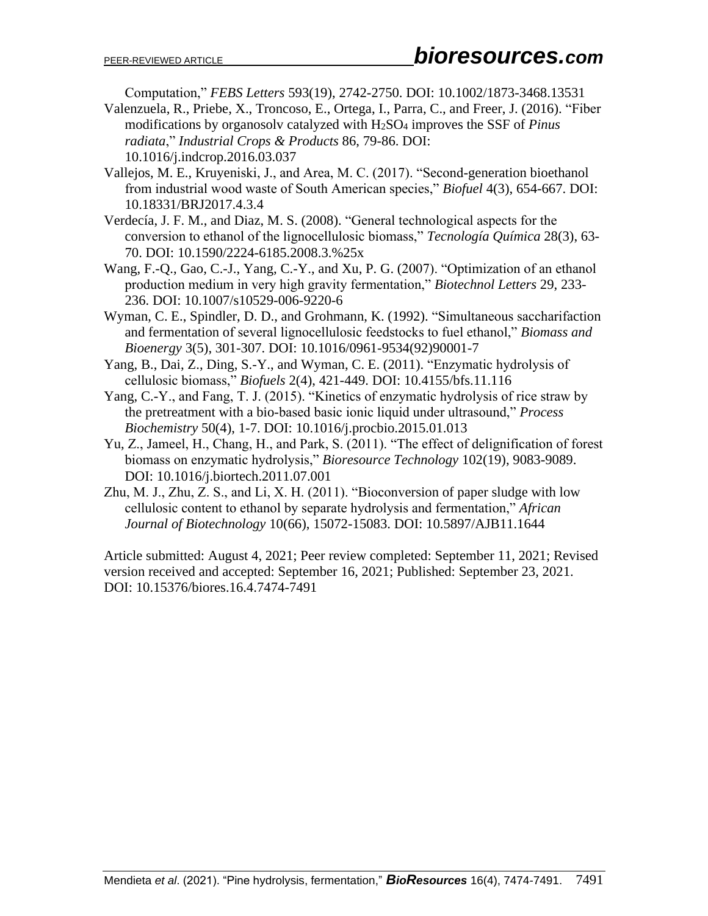Computation," *FEBS Letters* 593(19), 2742-2750. DOI: 10.1002/1873-3468.13531

Valenzuela, R., Priebe, X., Troncoso, E., Ortega, I., Parra, C., and Freer, J. (2016). "Fiber modifications by organosolv catalyzed with $H_2SO_4$ improves the SSF of *Pinus radiata*," *Industrial Crops & Products* 86, 79-86. DOI: 10.1016/j.indcrop.2016.03.037

Vallejos, M. E., Kruyeniski, J., and Area, M. C. (2017). "Second-generation bioethanol from industrial wood waste of South American species," *Biofuel* 4(3), 654-667. DOI: 10.18331/BRJ2017.4.3.4

Verdecía, J. F. M., and Diaz, M. S. (2008). "General technological aspects for the conversion to ethanol of the lignocellulosic biomass," *Tecnología Química* 28(3), 63-70. DOI: 10.1590/2224-6185.2008.3.%25x

Wang, F.-Q., Gao, C.-J., Yang, C.-Y., and Xu, P. G. (2007). "Optimization of an ethanol production medium in very high gravity fermentation," *Biotechnol Letters* 29, 233-236. DOI: 10.1007/s10529-006-9220-6

Wyman, C. E., Spindler, D. D., and Grohmann, K. (1992). "Simultaneous saccharifaction and fermentation of several lignocellulosic feedstocks to fuel ethanol," *Biomass and Bioenergy* 3(5), 301-307. DOI: 10.1016/0961-9534(92)90001-7

Yang, B., Dai, Z., Ding, S.-Y., and Wyman, C. E. (2011). "Enzymatic hydrolysis of cellulosic biomass," *Biofuels* 2(4), 421-449. DOI: 10.4155/bfs.11.116

Yang, C.-Y., and Fang, T. J. (2015). "Kinetics of enzymatic hydrolysis of rice straw by the pretreatment with a bio-based basic ionic liquid under ultrasound," *Process Biochemistry* 50(4), 1-7. DOI: 10.1016/j.procbio.2015.01.013

Yu, Z., Jameel, H., Chang, H., and Park, S. (2011). "The effect of delignification of forest biomass on enzymatic hydrolysis," *Bioresource Technology* 102(19), 9083-9089. DOI: 10.1016/j.biortech.2011.07.001

Zhu, M. J., Zhu, Z. S., and Li, X. H. (2011). "Bioconversion of paper sludge with low cellulosic content to ethanol by separate hydrolysis and fermentation," *African Journal of Biotechnology* 10(66), 15072-15083. DOI: 10.5897/AJB11.1644

Article submitted: August 4, 2021; Peer review completed: September 11, 2021; Revised version received and accepted: September 16, 2021; Published: September 23, 2021. DOI: 10.15376/biores.16.4.7474-7491